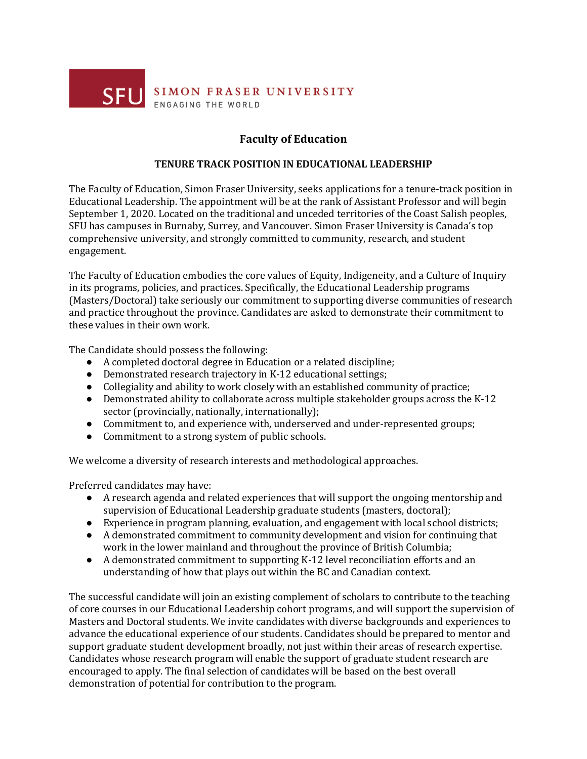SFU SIMON FRASER UNIVERSITY
ENGAGING THE WORLD

# Faculty of Education

## TENURE TRACK POSITION IN EDUCATIONAL LEADERSHIP

The Faculty of Education, Simon Fraser University, seeks applications for a tenure-track position in Educational Leadership. The appointment will be at the rank of Assistant Professor and will begin September 1, 2020. Located on the traditional and unceded territories of the Coast Salish peoples, SFU has campuses in Burnaby, Surrey, and Vancouver. Simon Fraser University is Canada's top comprehensive university, and strongly committed to community, research, and student engagement.

The Faculty of Education embodies the core values of Equity, Indigeneity, and a Culture of Inquiry in its programs, policies, and practices. Specifically, the Educational Leadership programs (Masters/Doctoral) take seriously our commitment to supporting diverse communities of research and practice throughout the province. Candidates are asked to demonstrate their commitment to these values in their own work.

The Candidate should possess the following:

- A completed doctoral degree in Education or a related discipline;
- Demonstrated research trajectory in K-12 educational settings;
- Collegiality and ability to work closely with an established community of practice;
- Demonstrated ability to collaborate across multiple stakeholder groups across the K-12 sector (provincially, nationally, internationally);
- Commitment to, and experience with, underserved and under-represented groups;
- Commitment to a strong system of public schools.

We welcome a diversity of research interests and methodological approaches.

Preferred candidates may have:

- A research agenda and related experiences that will support the ongoing mentorship and supervision of Educational Leadership graduate students (masters, doctoral);
- Experience in program planning, evaluation, and engagement with local school districts;
- A demonstrated commitment to community development and vision for continuing that work in the lower mainland and throughout the province of British Columbia;
- A demonstrated commitment to supporting K-12 level reconciliation efforts and an understanding of how that plays out within the BC and Canadian context.

The successful candidate will join an existing complement of scholars to contribute to the teaching of core courses in our Educational Leadership cohort programs, and will support the supervision of Masters and Doctoral students. We invite candidates with diverse backgrounds and experiences to advance the educational experience of our students. Candidates should be prepared to mentor and support graduate student development broadly, not just within their areas of research expertise. Candidates whose research program will enable the support of graduate student research are encouraged to apply. The final selection of candidates will be based on the best overall demonstration of potential for contribution to the program.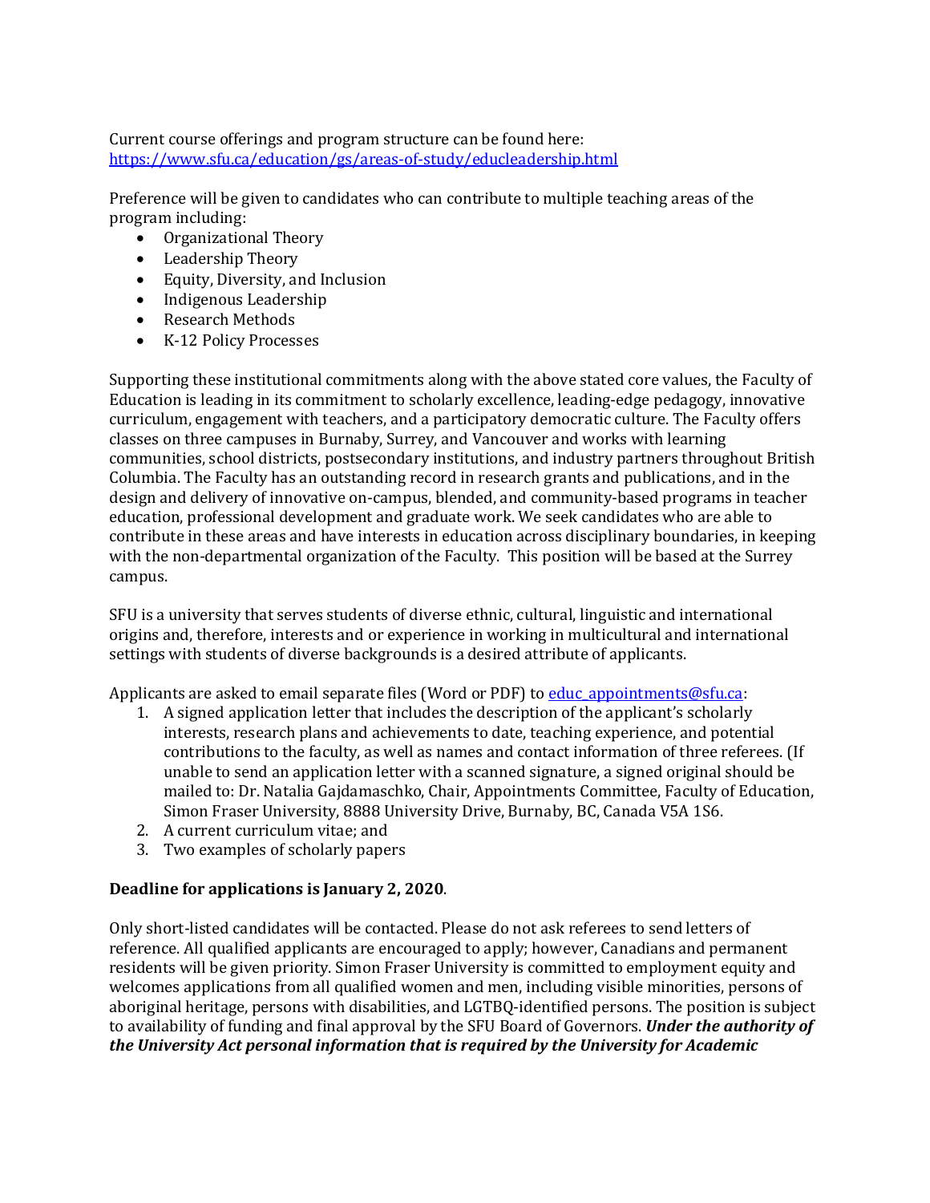Current course offerings and program structure can be found here:
[https://www.sfu.ca/education/gs/areas-of-study/educleadership.html](https://www.sfu.ca/education/gs/areas-of-study/educleadership.html)

Preference will be given to candidates who can contribute to multiple teaching areas of the program including:

- Organizational Theory
- Leadership Theory
- Equity, Diversity, and Inclusion
- Indigenous Leadership
- Research Methods
- K-12 Policy Processes

Supporting these institutional commitments along with the above stated core values, the Faculty of Education is leading in its commitment to scholarly excellence, leading-edge pedagogy, innovative curriculum, engagement with teachers, and a participatory democratic culture. The Faculty offers classes on three campuses in Burnaby, Surrey, and Vancouver and works with learning communities, school districts, postsecondary institutions, and industry partners throughout British Columbia. The Faculty has an outstanding record in research grants and publications, and in the design and delivery of innovative on-campus, blended, and community-based programs in teacher education, professional development and graduate work. We seek candidates who are able to contribute in these areas and have interests in education across disciplinary boundaries, in keeping with the non-departmental organization of the Faculty. This position will be based at the Surrey campus.

SFU is a university that serves students of diverse ethnic, cultural, linguistic and international origins and, therefore, interests and or experience in working in multicultural and international settings with students of diverse backgrounds is a desired attribute of applicants.

Applicants are asked to email separate files (Word or PDF) to [educ_appointments@sfu.ca](mailto:educ_appointments@sfu.ca):

1. A signed application letter that includes the description of the applicant's scholarly interests, research plans and achievements to date, teaching experience, and potential contributions to the faculty, as well as names and contact information of three referees. (If unable to send an application letter with a scanned signature, a signed original should be mailed to: Dr. Natalia Gajdamaschko, Chair, Appointments Committee, Faculty of Education, Simon Fraser University, 8888 University Drive, Burnaby, BC, Canada V5A 1S6.
2. A current curriculum vitae; and
3. Two examples of scholarly papers

**Deadline for applications is January 2, 2020**.

Only short-listed candidates will be contacted. Please do not ask referees to send letters of reference. All qualified applicants are encouraged to apply; however, Canadians and permanent residents will be given priority. Simon Fraser University is committed to employment equity and welcomes applications from all qualified women and men, including visible minorities, persons of aboriginal heritage, persons with disabilities, and LGTBQ-identified persons. The position is subject to availability of funding and final approval by the SFU Board of Governors. ***Under the authority of the University Act personal information that is required by the University for Academic***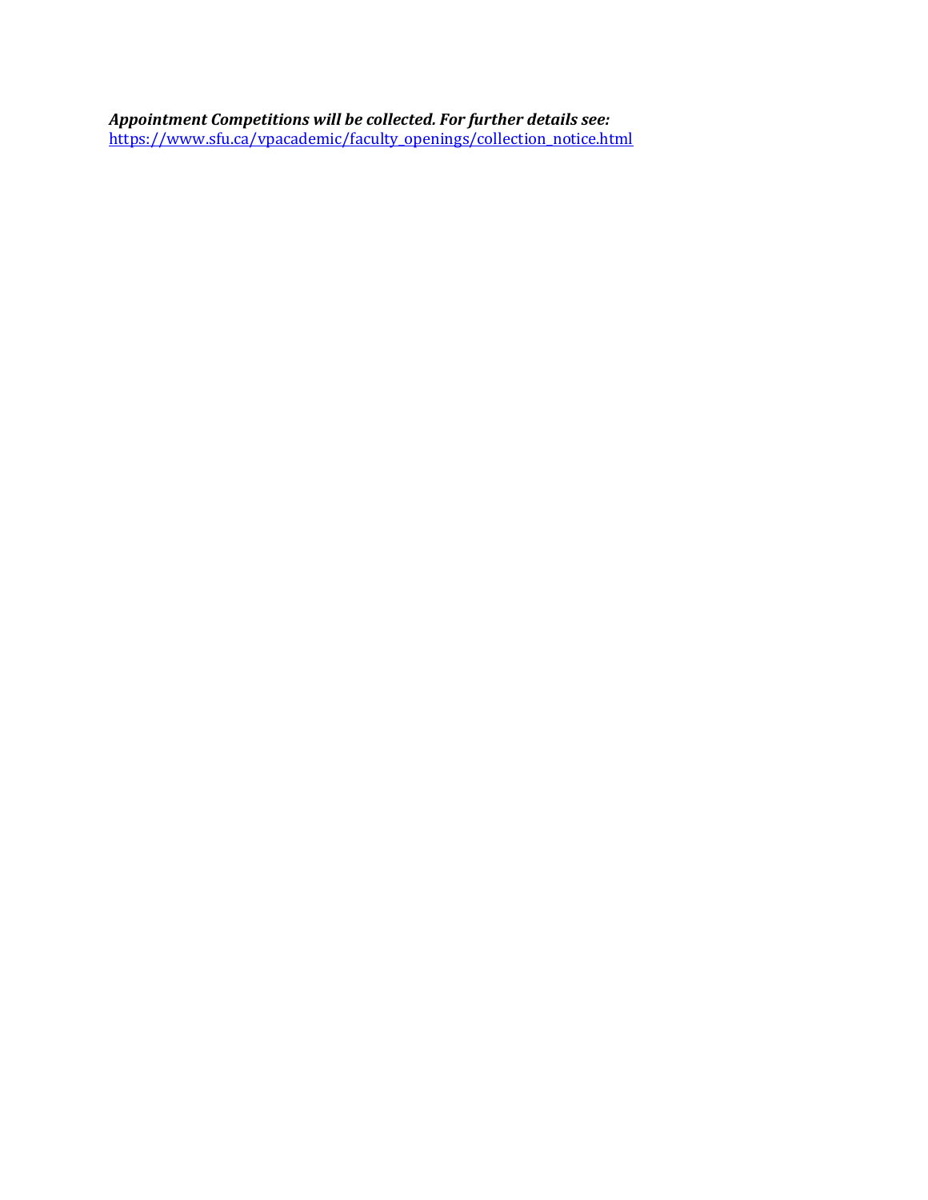***Appointment Competitions will be collected. For further details see:***
https://www.sfu.ca/vpacademic/faculty_openings/collection_notice.html